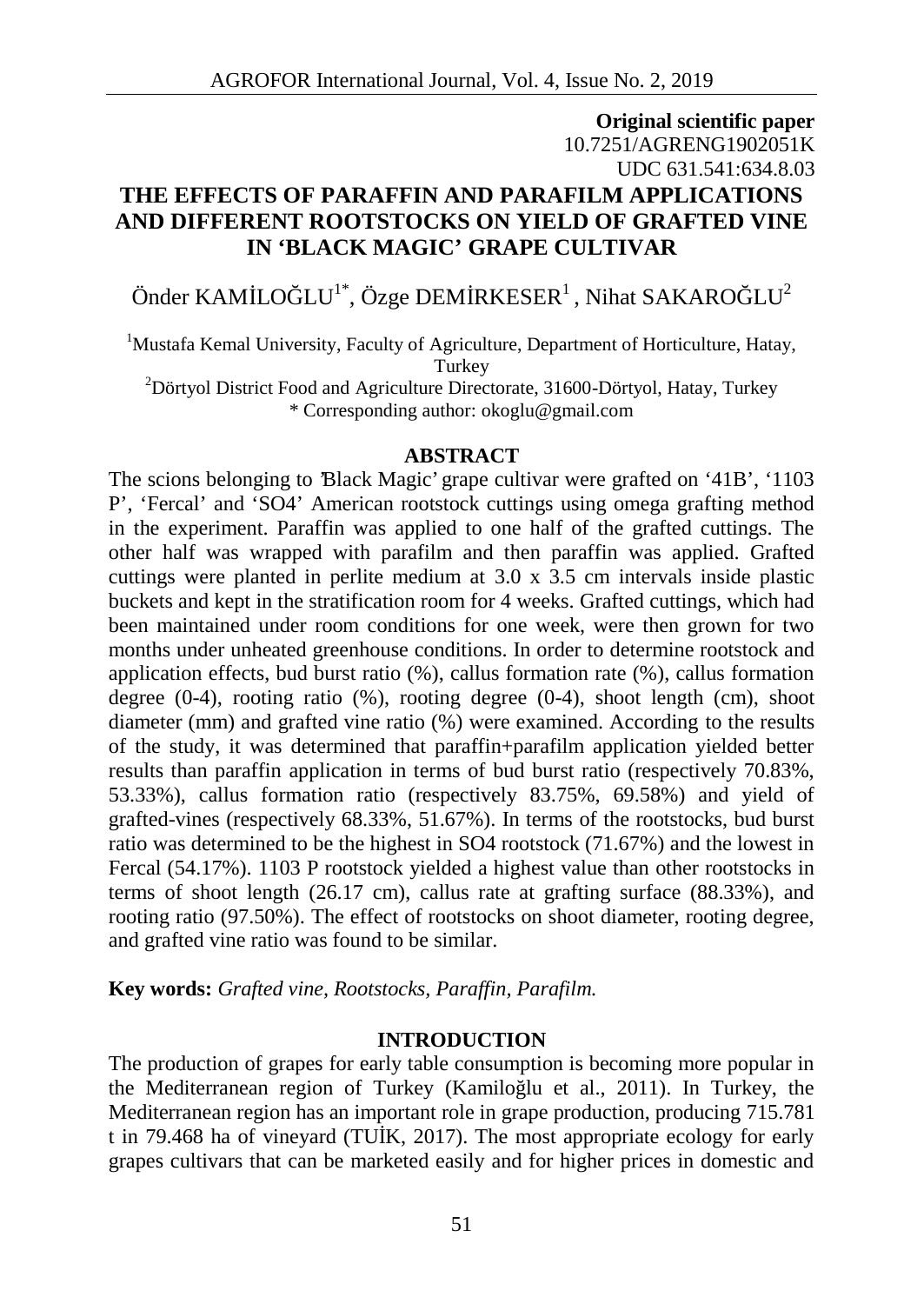**Original scientific paper**
10.7251/AGRENG1902051K
UDC 631.541:634.8.03

# THE EFFECTS OF PARAFFIN AND PARAFILM APPLICATIONS AND DIFFERENT ROOTSTOCKS ON YIELD OF GRAFTED VINE IN 'BLACK MAGIC' GRAPE CULTIVAR

Önder KAMİLOĞLU[1*], Özge DEMİRKESER[1], Nihat SAKAROĞLU[2]

[1]Mustafa Kemal University, Faculty of Agriculture, Department of Horticulture, Hatay, Turkey
[2]Dörtyol District Food and Agriculture Directorate, 31600-Dörtyol, Hatay, Turkey
* Corresponding author: okoglu@gmail.com

## ABSTRACT

The scions belonging to 'Black Magic' grape cultivar were grafted on '41B', '1103 P', 'Fercal' and 'SO4' American rootstock cuttings using omega grafting method in the experiment. Paraffin was applied to one half of the grafted cuttings. The other half was wrapped with parafilm and then paraffin was applied. Grafted cuttings were planted in perlite medium at 3.0 x 3.5 cm intervals inside plastic buckets and kept in the stratification room for 4 weeks. Grafted cuttings, which had been maintained under room conditions for one week, were then grown for two months under unheated greenhouse conditions. In order to determine rootstock and application effects, bud burst ratio (%), callus formation rate (%), callus formation degree (0-4), rooting ratio (%), rooting degree (0-4), shoot length (cm), shoot diameter (mm) and grafted vine ratio (%) were examined. According to the results of the study, it was determined that paraffin+parafilm application yielded better results than paraffin application in terms of bud burst ratio (respectively 70.83%, 53.33%), callus formation ratio (respectively 83.75%, 69.58%) and yield of grafted-vines (respectively 68.33%, 51.67%). In terms of the rootstocks, bud burst ratio was determined to be the highest in SO4 rootstock (71.67%) and the lowest in Fercal (54.17%). 1103 P rootstock yielded a highest value than other rootstocks in terms of shoot length (26.17 cm), callus rate at grafting surface (88.33%), and rooting ratio (97.50%). The effect of rootstocks on shoot diameter, rooting degree, and grafted vine ratio was found to be similar.

**Key words:** *Grafted vine, Rootstocks, Paraffin, Parafilm.*

## INTRODUCTION

The production of grapes for early table consumption is becoming more popular in the Mediterranean region of Turkey (Kamiloğlu et al., 2011). In Turkey, the Mediterranean region has an important role in grape production, producing 715.781 t in 79.468 ha of vineyard (TUİK, 2017). The most appropriate ecology for early grapes cultivars that can be marketed easily and for higher prices in domestic and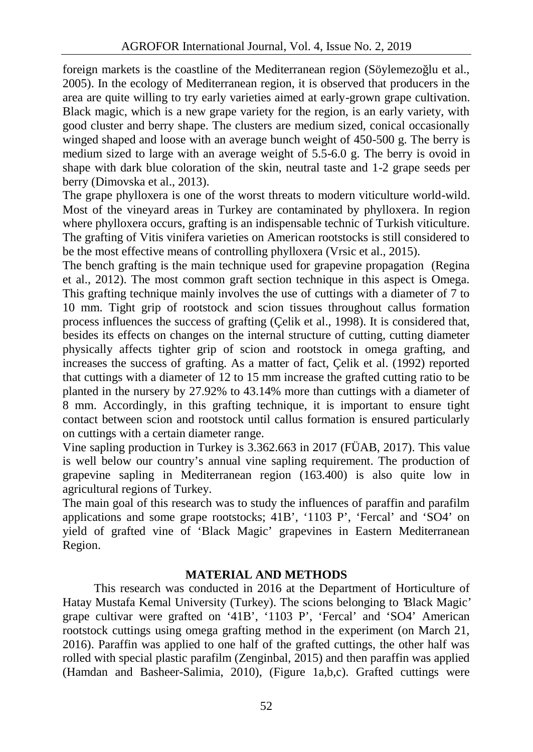foreign markets is the coastline of the Mediterranean region (Söylemezoğlu et al., 2005). In the ecology of Mediterranean region, it is observed that producers in the area are quite willing to try early varieties aimed at early-grown grape cultivation. Black magic, which is a new grape variety for the region, is an early variety, with good cluster and berry shape. The clusters are medium sized, conical occasionally winged shaped and loose with an average bunch weight of 450-500 g. The berry is medium sized to large with an average weight of 5.5-6.0 g. The berry is ovoid in shape with dark blue coloration of the skin, neutral taste and 1-2 grape seeds per berry (Dimovska et al., 2013).

The grape phylloxera is one of the worst threats to modern viticulture world-wild. Most of the vineyard areas in Turkey are contaminated by phylloxera. In region where phylloxera occurs, grafting is an indispensable technic of Turkish viticulture. The grafting of Vitis vinifera varieties on American rootstocks is still considered to be the most effective means of controlling phylloxera (Vrsic et al., 2015).

The bench grafting is the main technique used for grapevine propagation (Regina et al., 2012). The most common graft section technique in this aspect is Omega. This grafting technique mainly involves the use of cuttings with a diameter of 7 to 10 mm. Tight grip of rootstock and scion tissues throughout callus formation process influences the success of grafting (Çelik et al., 1998). It is considered that, besides its effects on changes on the internal structure of cutting, cutting diameter physically affects tighter grip of scion and rootstock in omega grafting, and increases the success of grafting. As a matter of fact, Çelik et al. (1992) reported that cuttings with a diameter of 12 to 15 mm increase the grafted cutting ratio to be planted in the nursery by 27.92% to 43.14% more than cuttings with a diameter of 8 mm. Accordingly, in this grafting technique, it is important to ensure tight contact between scion and rootstock until callus formation is ensured particularly on cuttings with a certain diameter range.

Vine sapling production in Turkey is 3.362.663 in 2017 (FÜAB, 2017). This value is well below our country's annual vine sapling requirement. The production of grapevine sapling in Mediterranean region (163.400) is also quite low in agricultural regions of Turkey.

The main goal of this research was to study the influences of paraffin and parafilm applications and some grape rootstocks; 41B', '1103 P', 'Fercal' and 'SO4' on yield of grafted vine of 'Black Magic' grapevines in Eastern Mediterranean Region.

## MATERIAL AND METHODS

This research was conducted in 2016 at the Department of Horticulture of Hatay Mustafa Kemal University (Turkey). The scions belonging to 'Black Magic' grape cultivar were grafted on '41B', '1103 P', 'Fercal' and 'SO4' American rootstock cuttings using omega grafting method in the experiment (on March 21, 2016). Paraffin was applied to one half of the grafted cuttings, the other half was rolled with special plastic parafilm (Zenginbal, 2015) and then paraffin was applied (Hamdan and Basheer-Salimia, 2010), (Figure 1a,b,c). Grafted cuttings were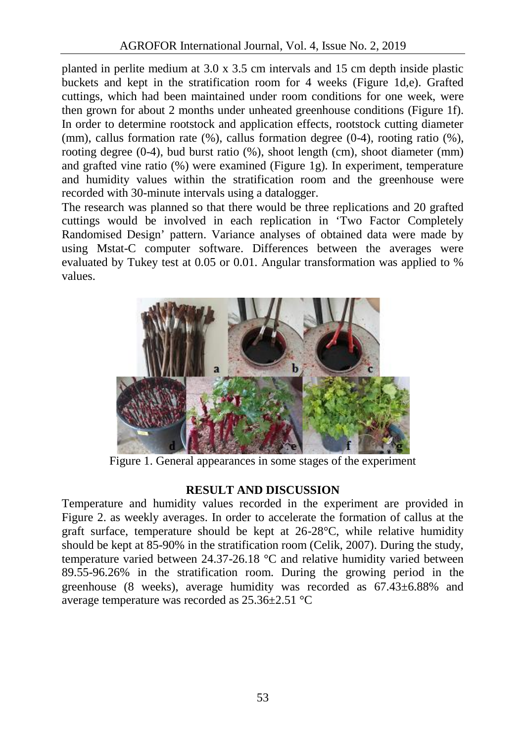planted in perlite medium at 3.0 x 3.5 cm intervals and 15 cm depth inside plastic buckets and kept in the stratification room for 4 weeks (Figure 1d,e). Grafted cuttings, which had been maintained under room conditions for one week, were then grown for about 2 months under unheated greenhouse conditions (Figure 1f). In order to determine rootstock and application effects, rootstock cutting diameter (mm), callus formation rate (%), callus formation degree (0-4), rooting ratio (%), rooting degree (0-4), bud burst ratio (%), shoot length (cm), shoot diameter (mm) and grafted vine ratio (%) were examined (Figure 1g). In experiment, temperature and humidity values within the stratification room and the greenhouse were recorded with 30-minute intervals using a datalogger.

The research was planned so that there would be three replications and 20 grafted cuttings would be involved in each replication in 'Two Factor Completely Randomised Design' pattern. Variance analyses of obtained data were made by using Mstat-C computer software. Differences between the averages were evaluated by Tukey test at 0.05 or 0.01. Angular transformation was applied to % values.

Figure 1. General appearances in some stages of the experiment

## RESULT AND DISCUSSION

Temperature and humidity values recorded in the experiment are provided in Figure 2. as weekly averages. In order to accelerate the formation of callus at the graft surface, temperature should be kept at 26-28°C, while relative humidity should be kept at 85-90% in the stratification room (Celik, 2007). During the study, temperature varied between 24.37-26.18 °C and relative humidity varied between 89.55-96.26% in the stratification room. During the growing period in the greenhouse (8 weeks), average humidity was recorded as 67.43±6.88% and average temperature was recorded as 25.36±2.51 °C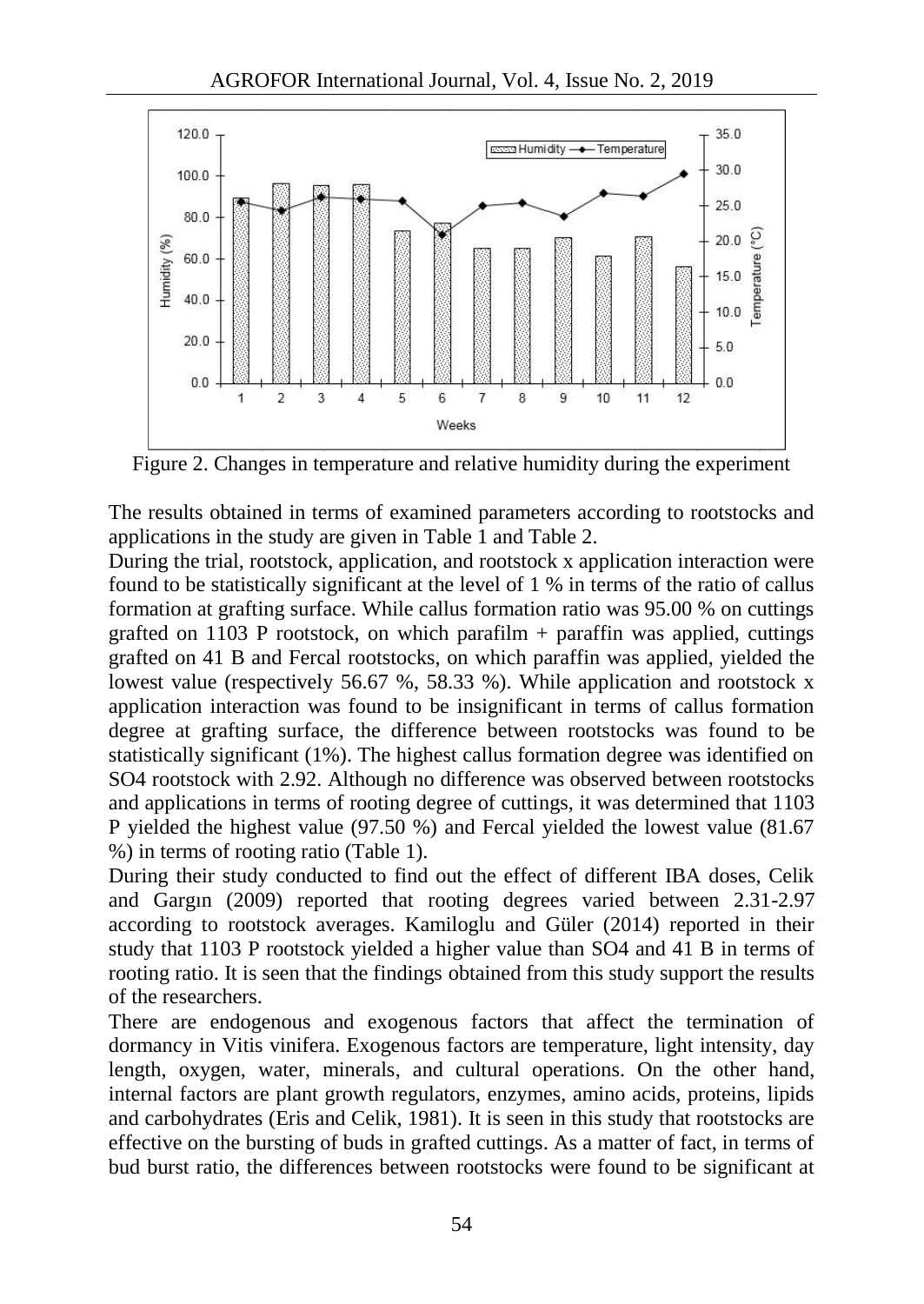Figure 2. Changes in temperature and relative humidity during the experiment

The results obtained in terms of examined parameters according to rootstocks and applications in the study are given in Table 1 and Table 2.

During the trial, rootstock, application, and rootstock x application interaction were found to be statistically significant at the level of 1 % in terms of the ratio of callus formation at grafting surface. While callus formation ratio was 95.00 % on cuttings grafted on 1103 P rootstock, on which parafilm + paraffin was applied, cuttings grafted on 41 B and Fercal rootstocks, on which paraffin was applied, yielded the lowest value (respectively 56.67 %, 58.33 %). While application and rootstock x application interaction was found to be insignificant in terms of callus formation degree at grafting surface, the difference between rootstocks was found to be statistically significant (1%). The highest callus formation degree was identified on SO4 rootstock with 2.92. Although no difference was observed between rootstocks and applications in terms of rooting degree of cuttings, it was determined that 1103 P yielded the highest value (97.50 %) and Fercal yielded the lowest value (81.67 %) in terms of rooting ratio (Table 1).

During their study conducted to find out the effect of different IBA doses, Celik and Gargın (2009) reported that rooting degrees varied between 2.31-2.97 according to rootstock averages. Kamiloglu and Güler (2014) reported in their study that 1103 P rootstock yielded a higher value than SO4 and 41 B in terms of rooting ratio. It is seen that the findings obtained from this study support the results of the researchers.

There are endogenous and exogenous factors that affect the termination of dormancy in Vitis vinifera. Exogenous factors are temperature, light intensity, day length, oxygen, water, minerals, and cultural operations. On the other hand, internal factors are plant growth regulators, enzymes, amino acids, proteins, lipids and carbohydrates (Eris and Celik, 1981). It is seen in this study that rootstocks are effective on the bursting of buds in grafted cuttings. As a matter of fact, in terms of bud burst ratio, the differences between rootstocks were found to be significant at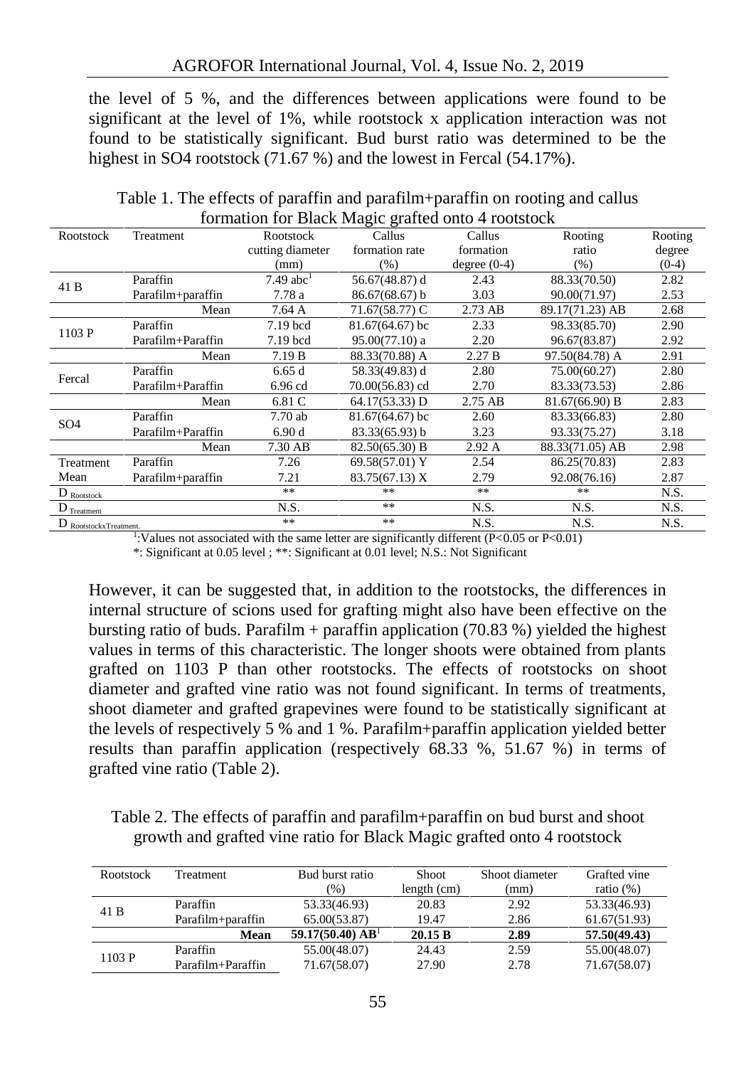the level of 5 %, and the differences between applications were found to be significant at the level of 1%, while rootstock x application interaction was not found to be statistically significant. Bud burst ratio was determined to be the highest in SO4 rootstock (71.67 %) and the lowest in Fercal (54.17%).

Table 1. The effects of paraffin and parafilm+paraffin on rooting and callus formation for Black Magic grafted onto 4 rootstock

| Rootstock | Treatment | Rootstock cutting diameter (mm) | Callus formation rate (%) | Callus formation degree (0-4) | Rooting ratio (%) | Rooting degree (0-4) |
|---|---|---|---|---|---|---|
| 41 B | Paraffin | 7.49 abc[1] | 56.67(48.87) d | 2.43 | 88.33(70.50) | 2.82 |
| | Parafilm+paraffin | 7.78 a | 86.67(68.67) b | 3.03 | 90.00(71.97) | 2.53 |
| | Mean | 7.64 A | 71.67(58.77) C | 2.73 AB | 89.17(71.23) AB | 2.68 |
| 1103 P | Paraffin | 7.19 bcd | 81.67(64.67) bc | 2.33 | 98.33(85.70) | 2.90 |
| | Parafilm+Paraffin | 7.19 bcd | 95.00(77.10) a | 2.20 | 96.67(83.87) | 2.92 |
| | Mean | 7.19 B | 88.33(70.88) A | 2.27 B | 97.50(84.78) A | 2.91 |
| Fercal | Paraffin | 6.65 d | 58.33(49.83) d | 2.80 | 75.00(60.27) | 2.80 |
| | Parafilm+Paraffin | 6.96 cd | 70.00(56.83) cd | 2.70 | 83.33(73.53) | 2.86 |
| | Mean | 6.81 C | 64.17(53.33) D | 2.75 AB | 81.67(66.90) B | 2.83 |
| SO4 | Paraffin | 7.70 ab | 81.67(64.67) bc | 2.60 | 83.33(66.83) | 2.80 |
| | Parafilm+Paraffin | 6.90 d | 83.33(65.93) b | 3.23 | 93.33(75.27) | 3.18 |
| | Mean | 7.30 AB | 82.50(65.30) B | 2.92 A | 88.33(71.05) AB | 2.98 |
| Treatment Mean | Paraffin | 7.26 | 69.58(57.01) Y | 2.54 | 86.25(70.83) | 2.83 |
| | Parafilm+paraffin | 7.21 | 83.75(67.13) X | 2.79 | 92.08(76.16) | 2.87 |
| $D_{Rootstock}$ | | ** | ** | ** | ** | N.S. |
| $D_{Treatment}$ | | N.S. | ** | N.S. | N.S. | N.S. |
| $D_{RootstockxTreatment.}$ | | ** | ** | N.S. | N.S. | N.S. |

[1]:Values not associated with the same letter are significantly different (P<0.05 or P<0.01)

*: Significant at 0.05 level ; **: Significant at 0.01 level; N.S.: Not Significant

However, it can be suggested that, in addition to the rootstocks, the differences in internal structure of scions used for grafting might also have been effective on the bursting ratio of buds. Parafilm + paraffin application (70.83 %) yielded the highest values in terms of this characteristic. The longer shoots were obtained from plants grafted on 1103 P than other rootstocks. The effects of rootstocks on shoot diameter and grafted vine ratio was not found significant. In terms of treatments, shoot diameter and grafted grapevines were found to be statistically significant at the levels of respectively 5 % and 1 %. Parafilm+paraffin application yielded better results than paraffin application (respectively 68.33 %, 51.67 %) in terms of grafted vine ratio (Table 2).

Table 2. The effects of paraffin and parafilm+paraffin on bud burst and shoot growth and grafted vine ratio for Black Magic grafted onto 4 rootstock

| Rootstock | Treatment | Bud burst ratio (%) | Shoot length (cm) | Shoot diameter (mm) | Grafted vine ratio (%) |
|---|---|---|---|---|---|
| 41 B | Paraffin | 53.33(46.93) | 20.83 | 2.92 | 53.33(46.93) |
| | Parafilm+paraffin | 65.00(53.87) | 19.47 | 2.86 | 61.67(51.93) |
| | **Mean** | **59.17(50.40) AB**[1] | **20.15 B** | **2.89** | **57.50(49.43)** |
| 1103 P | Paraffin | 55.00(48.07) | 24.43 | 2.59 | 55.00(48.07) |
| | Parafilm+Paraffin | 71.67(58.07) | 27.90 | 2.78 | 71.67(58.07) |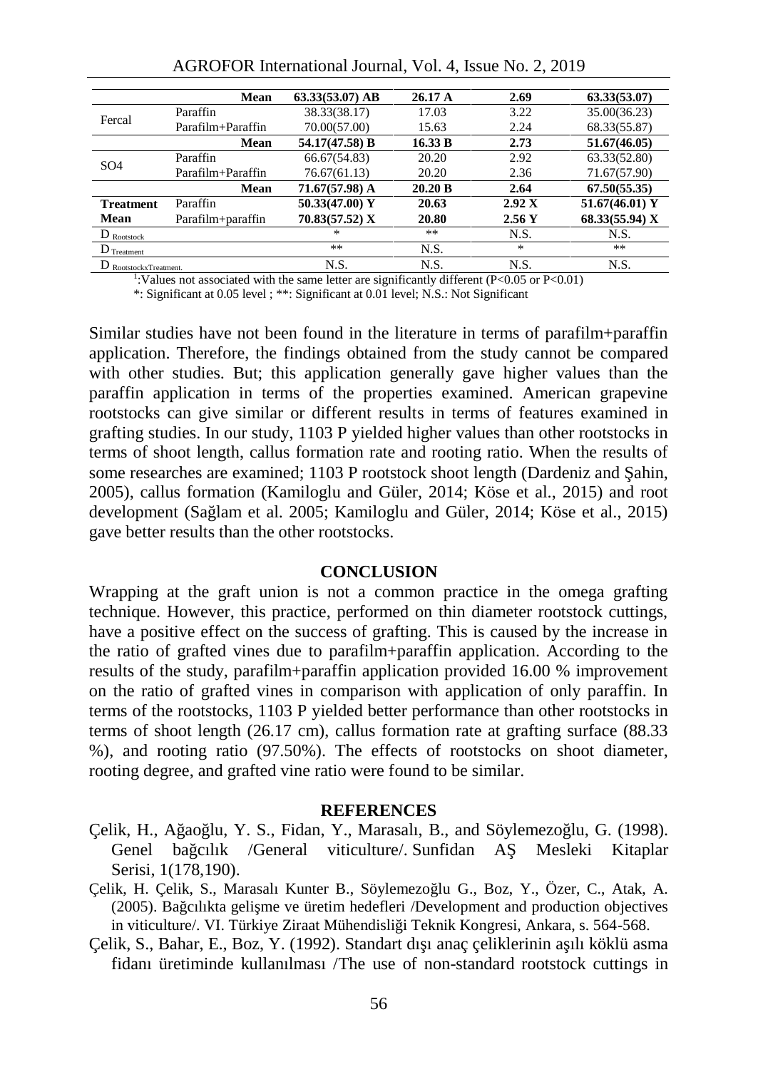| | | | | | |
|---|---|---|---|---|---|
| | Mean | 63.33(53.07) AB | 26.17 A | 2.69 | 63.33(53.07) |
| Fercal | Paraffin | 38.33(38.17) | 17.03 | 3.22 | 35.00(36.23) |
| | Parafilm+Paraffin | 70.00(57.00) | 15.63 | 2.24 | 68.33(55.87) |
| | Mean | 54.17(47.58) B | 16.33 B | 2.73 | 51.67(46.05) |
| SO4 | Paraffin | 66.67(54.83) | 20.20 | 2.92 | 63.33(52.80) |
| | Parafilm+Paraffin | 76.67(61.13) | 20.20 | 2.36 | 71.67(57.90) |
| | Mean | 71.67(57.98) A | 20.20 B | 2.64 | 67.50(55.35) |
| **Treatment Mean** | Paraffin | 50.33(47.00) Y | 20.63 | 2.92 X | 51.67(46.01) Y |
| | Parafilm+paraffin | 70.83(57.52) X | 20.80 | 2.56 Y | 68.33(55.94) X |
| $D_{Rootstock}$ | | * | ** | N.S. | N.S. |
| $D_{Treatment}$ | | ** | N.S. | * | ** |
| $D_{RootstockxTreatment.}$ | | N.S. | N.S. | N.S. | N.S. |

[1]:Values not associated with the same letter are significantly different (P<0.05 or P<0.01)

*: Significant at 0.05 level ; **: Significant at 0.01 level; N.S.: Not Significant

Similar studies have not been found in the literature in terms of parafilm+paraffin application. Therefore, the findings obtained from the study cannot be compared with other studies. But; this application generally gave higher values than the paraffin application in terms of the properties examined. American grapevine rootstocks can give similar or different results in terms of features examined in grafting studies. In our study, 1103 P yielded higher values than other rootstocks in terms of shoot length, callus formation rate and rooting ratio. When the results of some researches are examined; 1103 P rootstock shoot length (Dardeniz and Şahin, 2005), callus formation (Kamiloglu and Güler, 2014; Köse et al., 2015) and root development (Sağlam et al. 2005; Kamiloglu and Güler, 2014; Köse et al., 2015) gave better results than the other rootstocks.

## CONCLUSION

Wrapping at the graft union is not a common practice in the omega grafting technique. However, this practice, performed on thin diameter rootstock cuttings, have a positive effect on the success of grafting. This is caused by the increase in the ratio of grafted vines due to parafilm+paraffin application. According to the results of the study, parafilm+paraffin application provided 16.00 % improvement on the ratio of grafted vines in comparison with application of only paraffin. In terms of the rootstocks, 1103 P yielded better performance than other rootstocks in terms of shoot length (26.17 cm), callus formation rate at grafting surface (88.33 %), and rooting ratio (97.50%). The effects of rootstocks on shoot diameter, rooting degree, and grafted vine ratio were found to be similar.

## REFERENCES

Çelik, H., Ağaoğlu, Y. S., Fidan, Y., Marasalı, B., and Söylemezoğlu, G. (1998). Genel bağcılık /General viticulture/. Sunfidan AŞ Mesleki Kitaplar Serisi, 1(178,190).

Çelik, H. Çelik, S., Marasalı Kunter B., Söylemezoğlu G., Boz, Y., Özer, C., Atak, A. (2005). Bağcılıkta gelişme ve üretim hedefleri /Development and production objectives in viticulture/. VI. Türkiye Ziraat Mühendisliği Teknik Kongresi, Ankara, s. 564-568.

Çelik, S., Bahar, E., Boz, Y. (1992). Standart dışı anaç çeliklerinin aşılı köklü asma fidanı üretiminde kullanılması /The use of non-standard rootstock cuttings in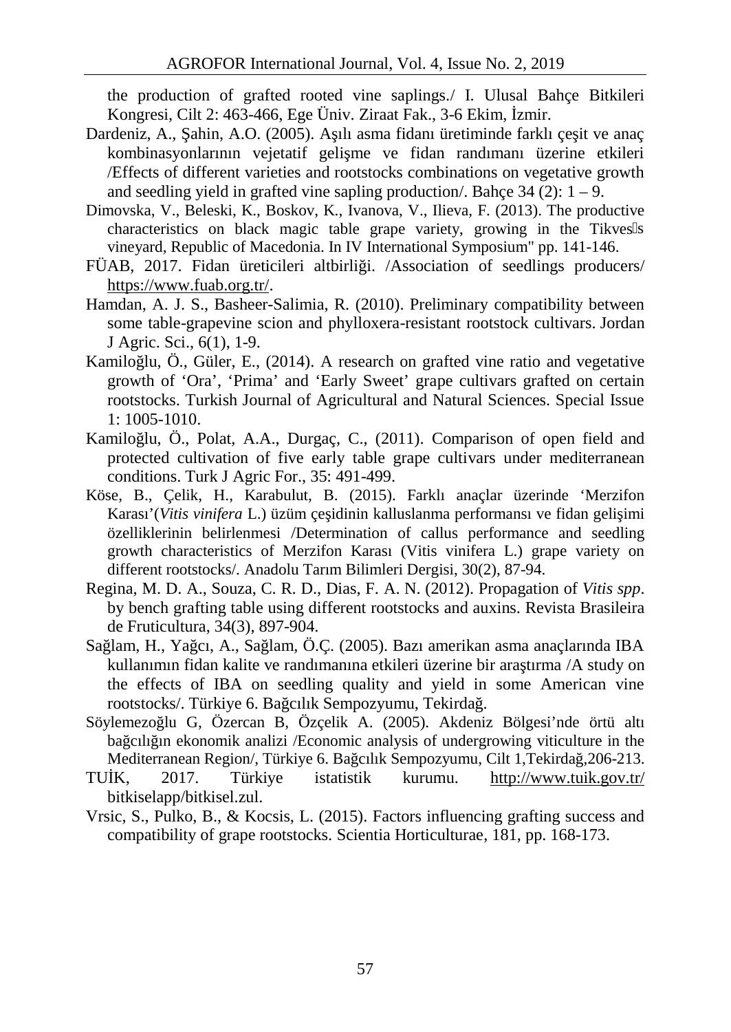the production of grafted rooted vine saplings./ I. Ulusal Bahçe Bitkileri Kongresi, Cilt 2: 463-466, Ege Üniv. Ziraat Fak., 3-6 Ekim, İzmir.

Dardeniz, A., Şahin, A.O. (2005). Aşılı asma fidanı üretiminde farklı çeşit ve anaç kombinasyonlarının vejetatif gelişme ve fidan randımanı üzerine etkileri /Effects of different varieties and rootstocks combinations on vegetative growth and seedling yield in grafted vine sapling production/. Bahçe 34 (2): 1 – 9.

Dimovska, V., Beleski, K., Boskov, K., Ivanova, V., Ilieva, F. (2013). The productive characteristics on black magic table grape variety, growing in the Tikves□s vineyard, Republic of Macedonia. In IV International Symposium" pp. 141-146.

FÜAB, 2017. Fidan üreticileri altbirliği. /Association of seedlings producers/ https://www.fuab.org.tr/.

Hamdan, A. J. S., Basheer-Salimia, R. (2010). Preliminary compatibility between some table-grapevine scion and phylloxera-resistant rootstock cultivars. Jordan J Agric. Sci., 6(1), 1-9.

Kamiloğlu, Ö., Güler, E., (2014). A research on grafted vine ratio and vegetative growth of 'Ora', 'Prima' and 'Early Sweet' grape cultivars grafted on certain rootstocks. Turkish Journal of Agricultural and Natural Sciences. Special Issue 1: 1005-1010.

Kamiloğlu, Ö., Polat, A.A., Durgaç, C., (2011). Comparison of open field and protected cultivation of five early table grape cultivars under mediterranean conditions. Turk J Agric For., 35: 491-499.

Köse, B., Çelik, H., Karabulut, B. (2015). Farklı anaçlar üzerinde 'Merzifon Karası'(*Vitis vinifera* L.) üzüm çeşidinin kalluslanma performansı ve fidan gelişimi özelliklerinin belirlenmesi /Determination of callus performance and seedling growth characteristics of Merzifon Karası (Vitis vinifera L.) grape variety on different rootstocks/. Anadolu Tarım Bilimleri Dergisi, 30(2), 87-94.

Regina, M. D. A., Souza, C. R. D., Dias, F. A. N. (2012). Propagation of *Vitis spp*. by bench grafting table using different rootstocks and auxins. Revista Brasileira de Fruticultura, 34(3), 897-904.

Sağlam, H., Yağcı, A., Sağlam, Ö.Ç. (2005). Bazı amerikan asma anaçlarında IBA kullanımın fidan kalite ve randımanına etkileri üzerine bir araştırma /A study on the effects of IBA on seedling quality and yield in some American vine rootstocks/. Türkiye 6. Bağcılık Sempozyumu, Tekirdağ.

Söylemezoğlu G, Özercan B, Özçelik A. (2005). Akdeniz Bölgesi'nde örtü altı bağcılığın ekonomik analizi /Economic analysis of undergrowing viticulture in the Mediterranean Region/, Türkiye 6. Bağcılık Sempozyumu, Cilt 1,Tekirdağ,206-213.

TUİK, 2017. Türkiye istatistik kurumu. http://www.tuik.gov.tr/bitkiselapp/bitkisel.zul.

Vrsic, S., Pulko, B., & Kocsis, L. (2015). Factors influencing grafting success and compatibility of grape rootstocks. Scientia Horticulturae, 181, pp. 168-173.